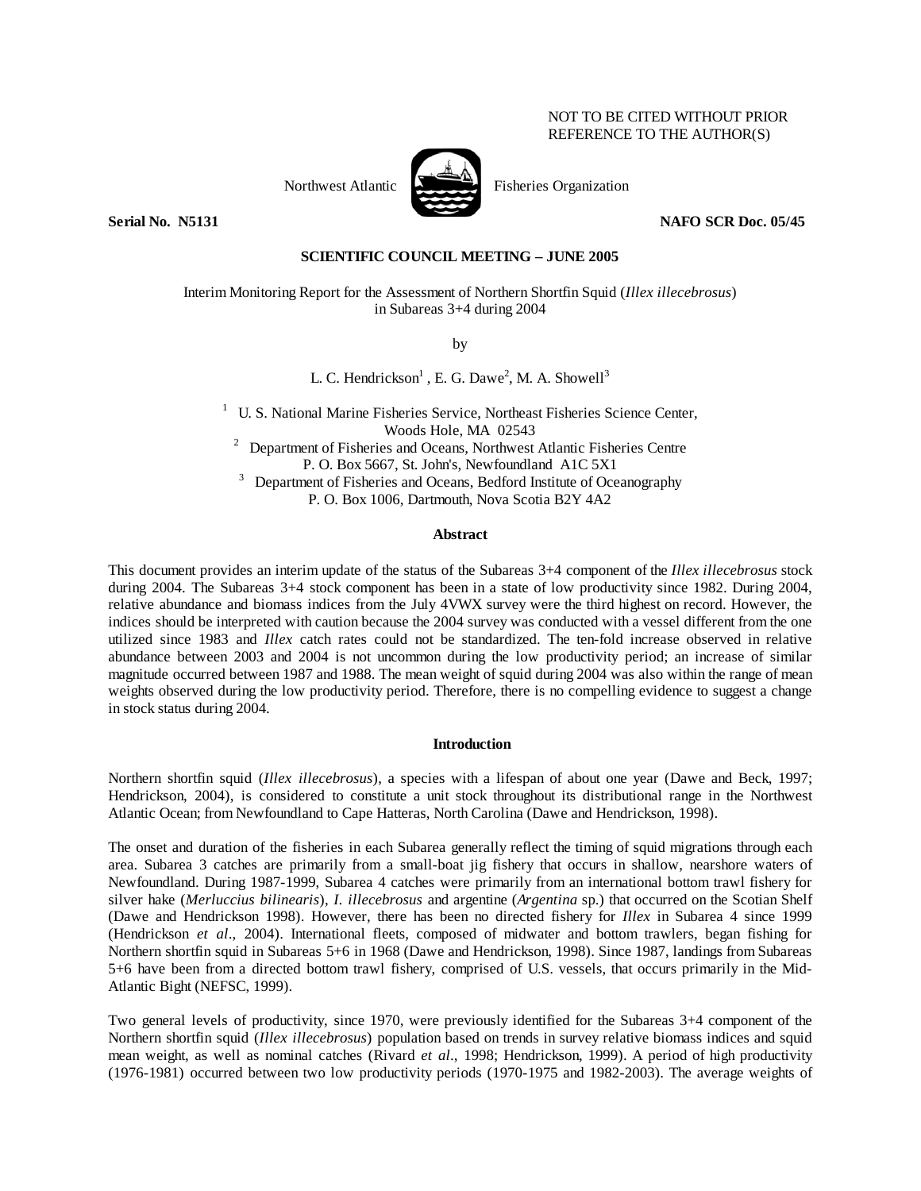NOT TO BE CITED WITHOUT PRIOR REFERENCE TO THE AUTHOR(S)

Northwest Atlantic Fisheries Organization

**Serial No. N5131** **NAFO SCR Doc. 05/45**

**SCIENTIFIC COUNCIL MEETING – JUNE 2005**

Interim Monitoring Report for the Assessment of Northern Shortfin Squid (*Illex illecebrosus*) in Subareas 3+4 during 2004

by

L. C. Hendrickson[1], E. G. Dawe[2], M. A. Showell[3]

[1] U. S. National Marine Fisheries Service, Northeast Fisheries Science Center, Woods Hole, MA 02543
[2] Department of Fisheries and Oceans, Northwest Atlantic Fisheries Centre P. O. Box 5667, St. John's, Newfoundland A1C 5X1
[3] Department of Fisheries and Oceans, Bedford Institute of Oceanography P. O. Box 1006, Dartmouth, Nova Scotia B2Y 4A2

## Abstract

This document provides an interim update of the status of the Subareas 3+4 component of the *Illex illecebrosus* stock during 2004. The Subareas 3+4 stock component has been in a state of low productivity since 1982. During 2004, relative abundance and biomass indices from the July 4VWX survey were the third highest on record. However, the indices should be interpreted with caution because the 2004 survey was conducted with a vessel different from the one utilized since 1983 and *Illex* catch rates could not be standardized. The ten-fold increase observed in relative abundance between 2003 and 2004 is not uncommon during the low productivity period; an increase of similar magnitude occurred between 1987 and 1988. The mean weight of squid during 2004 was also within the range of mean weights observed during the low productivity period. Therefore, there is no compelling evidence to suggest a change in stock status during 2004.

## Introduction

Northern shortfin squid (*Illex illecebrosus*), a species with a lifespan of about one year (Dawe and Beck, 1997; Hendrickson, 2004), is considered to constitute a unit stock throughout its distributional range in the Northwest Atlantic Ocean; from Newfoundland to Cape Hatteras, North Carolina (Dawe and Hendrickson, 1998).

The onset and duration of the fisheries in each Subarea generally reflect the timing of squid migrations through each area. Subarea 3 catches are primarily from a small-boat jig fishery that occurs in shallow, nearshore waters of Newfoundland. During 1987-1999, Subarea 4 catches were primarily from an international bottom trawl fishery for silver hake (*Merluccius bilinearis*), *I. illecebrosus* and argentine (*Argentina* sp.) that occurred on the Scotian Shelf (Dawe and Hendrickson 1998). However, there has been no directed fishery for *Illex* in Subarea 4 since 1999 (Hendrickson *et al*., 2004). International fleets, composed of midwater and bottom trawlers, began fishing for Northern shortfin squid in Subareas 5+6 in 1968 (Dawe and Hendrickson, 1998). Since 1987, landings from Subareas 5+6 have been from a directed bottom trawl fishery, comprised of U.S. vessels, that occurs primarily in the Mid-Atlantic Bight (NEFSC, 1999).

Two general levels of productivity, since 1970, were previously identified for the Subareas 3+4 component of the Northern shortfin squid (*Illex illecebrosus*) population based on trends in survey relative biomass indices and squid mean weight, as well as nominal catches (Rivard *et al*., 1998; Hendrickson, 1999). A period of high productivity (1976-1981) occurred between two low productivity periods (1970-1975 and 1982-2003). The average weights of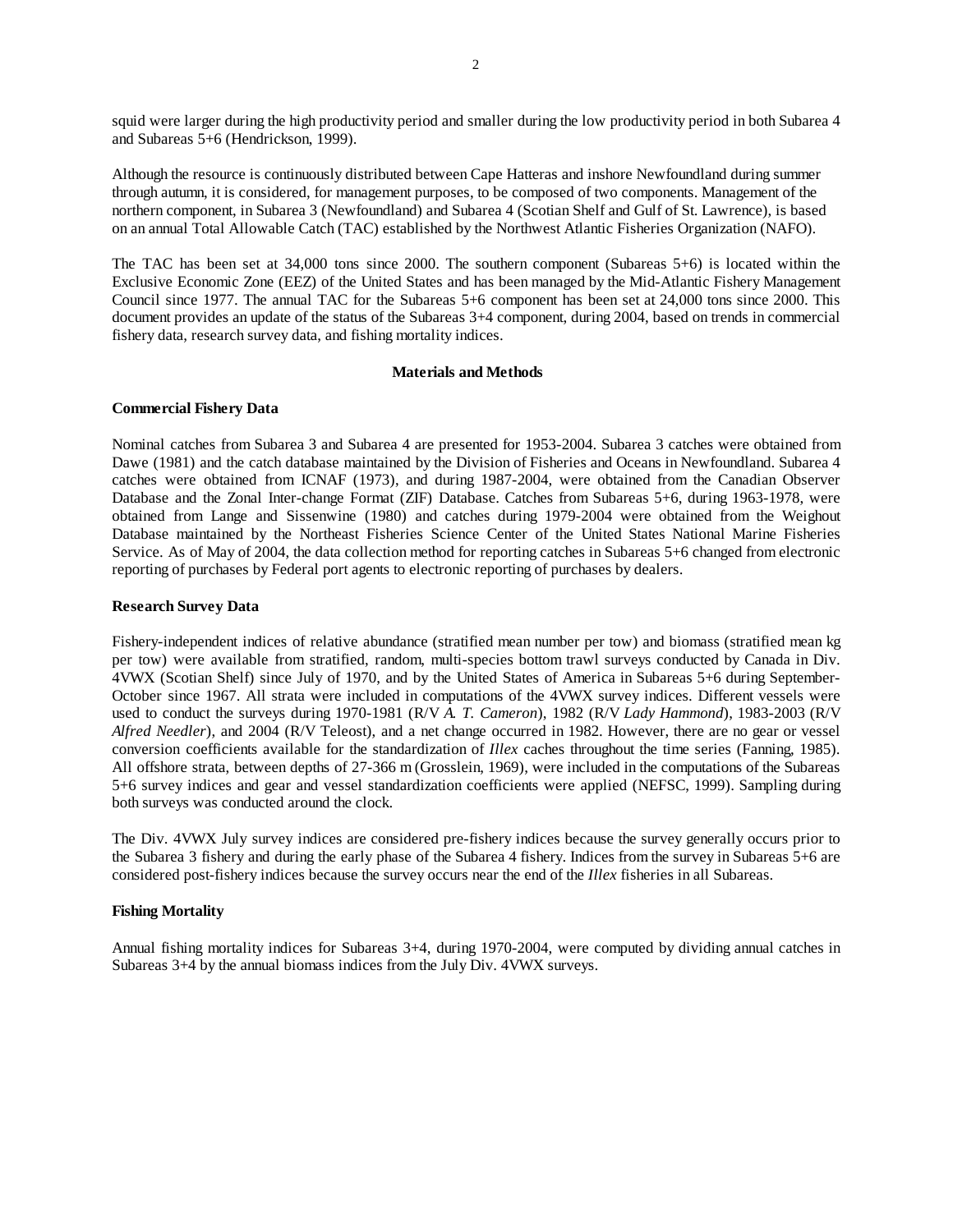squid were larger during the high productivity period and smaller during the low productivity period in both Subarea 4 and Subareas 5+6 (Hendrickson, 1999).

Although the resource is continuously distributed between Cape Hatteras and inshore Newfoundland during summer through autumn, it is considered, for management purposes, to be composed of two components. Management of the northern component, in Subarea 3 (Newfoundland) and Subarea 4 (Scotian Shelf and Gulf of St. Lawrence), is based on an annual Total Allowable Catch (TAC) established by the Northwest Atlantic Fisheries Organization (NAFO).

The TAC has been set at 34,000 tons since 2000. The southern component (Subareas 5+6) is located within the Exclusive Economic Zone (EEZ) of the United States and has been managed by the Mid-Atlantic Fishery Management Council since 1977. The annual TAC for the Subareas 5+6 component has been set at 24,000 tons since 2000. This document provides an update of the status of the Subareas 3+4 component, during 2004, based on trends in commercial fishery data, research survey data, and fishing mortality indices.

## Materials and Methods

### Commercial Fishery Data

Nominal catches from Subarea 3 and Subarea 4 are presented for 1953-2004. Subarea 3 catches were obtained from Dawe (1981) and the catch database maintained by the Division of Fisheries and Oceans in Newfoundland. Subarea 4 catches were obtained from ICNAF (1973), and during 1987-2004, were obtained from the Canadian Observer Database and the Zonal Inter-change Format (ZIF) Database. Catches from Subareas 5+6, during 1963-1978, were obtained from Lange and Sissenwine (1980) and catches during 1979-2004 were obtained from the Weighout Database maintained by the Northeast Fisheries Science Center of the United States National Marine Fisheries Service. As of May of 2004, the data collection method for reporting catches in Subareas 5+6 changed from electronic reporting of purchases by Federal port agents to electronic reporting of purchases by dealers.

### Research Survey Data

Fishery-independent indices of relative abundance (stratified mean number per tow) and biomass (stratified mean kg per tow) were available from stratified, random, multi-species bottom trawl surveys conducted by Canada in Div. 4VWX (Scotian Shelf) since July of 1970, and by the United States of America in Subareas 5+6 during September-October since 1967. All strata were included in computations of the 4VWX survey indices. Different vessels were used to conduct the surveys during 1970-1981 (R/V *A. T. Cameron*), 1982 (R/V *Lady Hammond*), 1983-2003 (R/V *Alfred Needler*), and 2004 (R/V Teleost), and a net change occurred in 1982. However, there are no gear or vessel conversion coefficients available for the standardization of *Illex* caches throughout the time series (Fanning, 1985). All offshore strata, between depths of 27-366 m (Grosslein, 1969), were included in the computations of the Subareas 5+6 survey indices and gear and vessel standardization coefficients were applied (NEFSC, 1999). Sampling during both surveys was conducted around the clock.

The Div. 4VWX July survey indices are considered pre-fishery indices because the survey generally occurs prior to the Subarea 3 fishery and during the early phase of the Subarea 4 fishery. Indices from the survey in Subareas 5+6 are considered post-fishery indices because the survey occurs near the end of the *Illex* fisheries in all Subareas.

### Fishing Mortality

Annual fishing mortality indices for Subareas 3+4, during 1970-2004, were computed by dividing annual catches in Subareas 3+4 by the annual biomass indices from the July Div. 4VWX surveys.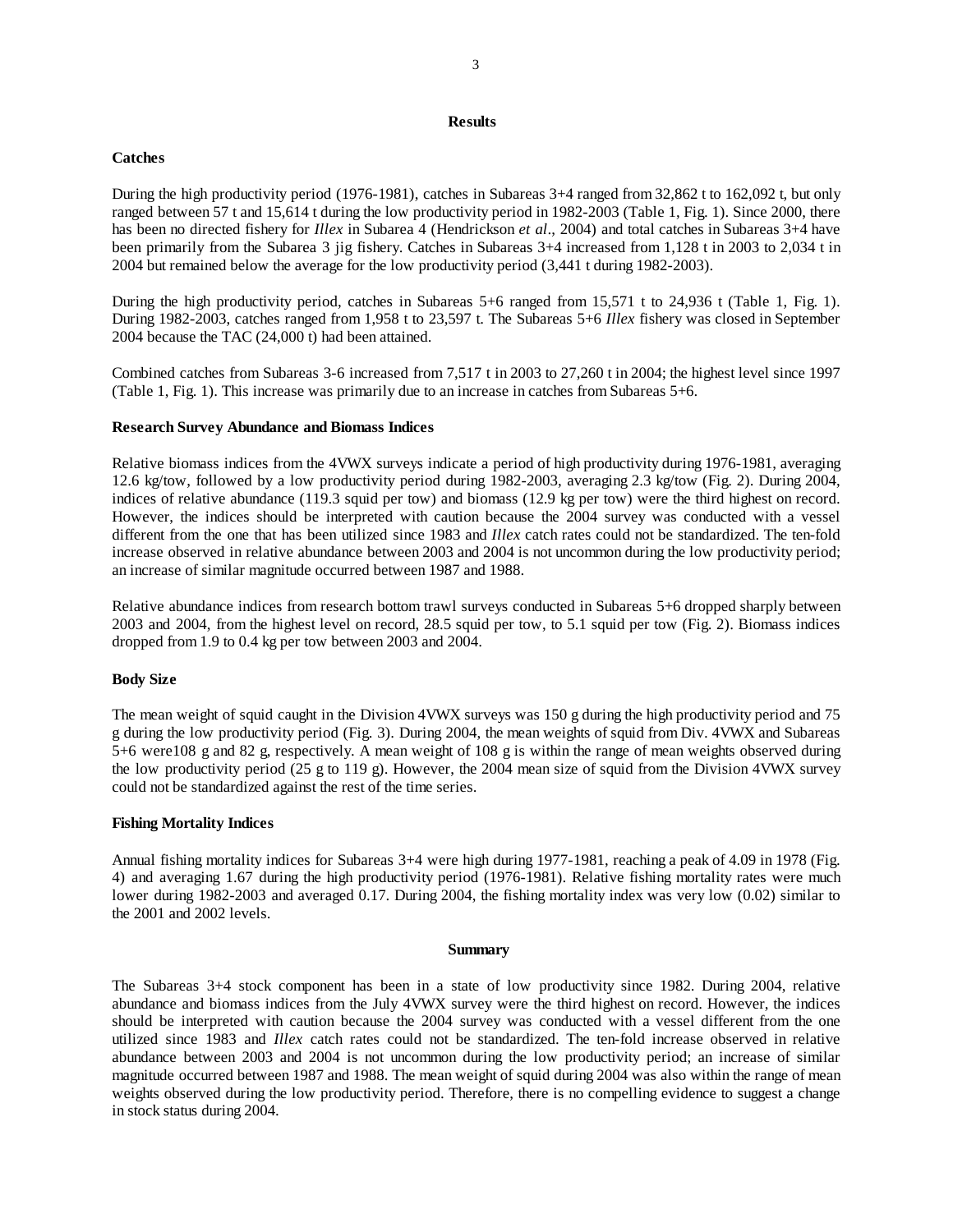## Results

### Catches

During the high productivity period (1976-1981), catches in Subareas 3+4 ranged from 32,862 t to 162,092 t, but only ranged between 57 t and 15,614 t during the low productivity period in 1982-2003 (Table 1, Fig. 1). Since 2000, there has been no directed fishery for *Illex* in Subarea 4 (Hendrickson *et al*., 2004) and total catches in Subareas 3+4 have been primarily from the Subarea 3 jig fishery. Catches in Subareas 3+4 increased from 1,128 t in 2003 to 2,034 t in 2004 but remained below the average for the low productivity period (3,441 t during 1982-2003).

During the high productivity period, catches in Subareas 5+6 ranged from 15,571 t to 24,936 t (Table 1, Fig. 1). During 1982-2003, catches ranged from 1,958 t to 23,597 t. The Subareas 5+6 *Illex* fishery was closed in September 2004 because the TAC (24,000 t) had been attained.

Combined catches from Subareas 3-6 increased from 7,517 t in 2003 to 27,260 t in 2004; the highest level since 1997 (Table 1, Fig. 1). This increase was primarily due to an increase in catches from Subareas 5+6.

### Research Survey Abundance and Biomass Indices

Relative biomass indices from the 4VWX surveys indicate a period of high productivity during 1976-1981, averaging 12.6 kg/tow, followed by a low productivity period during 1982-2003, averaging 2.3 kg/tow (Fig. 2). During 2004, indices of relative abundance (119.3 squid per tow) and biomass (12.9 kg per tow) were the third highest on record. However, the indices should be interpreted with caution because the 2004 survey was conducted with a vessel different from the one that has been utilized since 1983 and *Illex* catch rates could not be standardized. The ten-fold increase observed in relative abundance between 2003 and 2004 is not uncommon during the low productivity period; an increase of similar magnitude occurred between 1987 and 1988.

Relative abundance indices from research bottom trawl surveys conducted in Subareas 5+6 dropped sharply between 2003 and 2004, from the highest level on record, 28.5 squid per tow, to 5.1 squid per tow (Fig. 2). Biomass indices dropped from 1.9 to 0.4 kg per tow between 2003 and 2004.

### Body Size

The mean weight of squid caught in the Division 4VWX surveys was 150 g during the high productivity period and 75 g during the low productivity period (Fig. 3). During 2004, the mean weights of squid from Div. 4VWX and Subareas 5+6 were108 g and 82 g, respectively. A mean weight of 108 g is within the range of mean weights observed during the low productivity period (25 g to 119 g). However, the 2004 mean size of squid from the Division 4VWX survey could not be standardized against the rest of the time series.

### Fishing Mortality Indices

Annual fishing mortality indices for Subareas 3+4 were high during 1977-1981, reaching a peak of 4.09 in 1978 (Fig. 4) and averaging 1.67 during the high productivity period (1976-1981). Relative fishing mortality rates were much lower during 1982-2003 and averaged 0.17. During 2004, the fishing mortality index was very low (0.02) similar to the 2001 and 2002 levels.

## Summary

The Subareas 3+4 stock component has been in a state of low productivity since 1982. During 2004, relative abundance and biomass indices from the July 4VWX survey were the third highest on record. However, the indices should be interpreted with caution because the 2004 survey was conducted with a vessel different from the one utilized since 1983 and *Illex* catch rates could not be standardized. The ten-fold increase observed in relative abundance between 2003 and 2004 is not uncommon during the low productivity period; an increase of similar magnitude occurred between 1987 and 1988. The mean weight of squid during 2004 was also within the range of mean weights observed during the low productivity period. Therefore, there is no compelling evidence to suggest a change in stock status during 2004.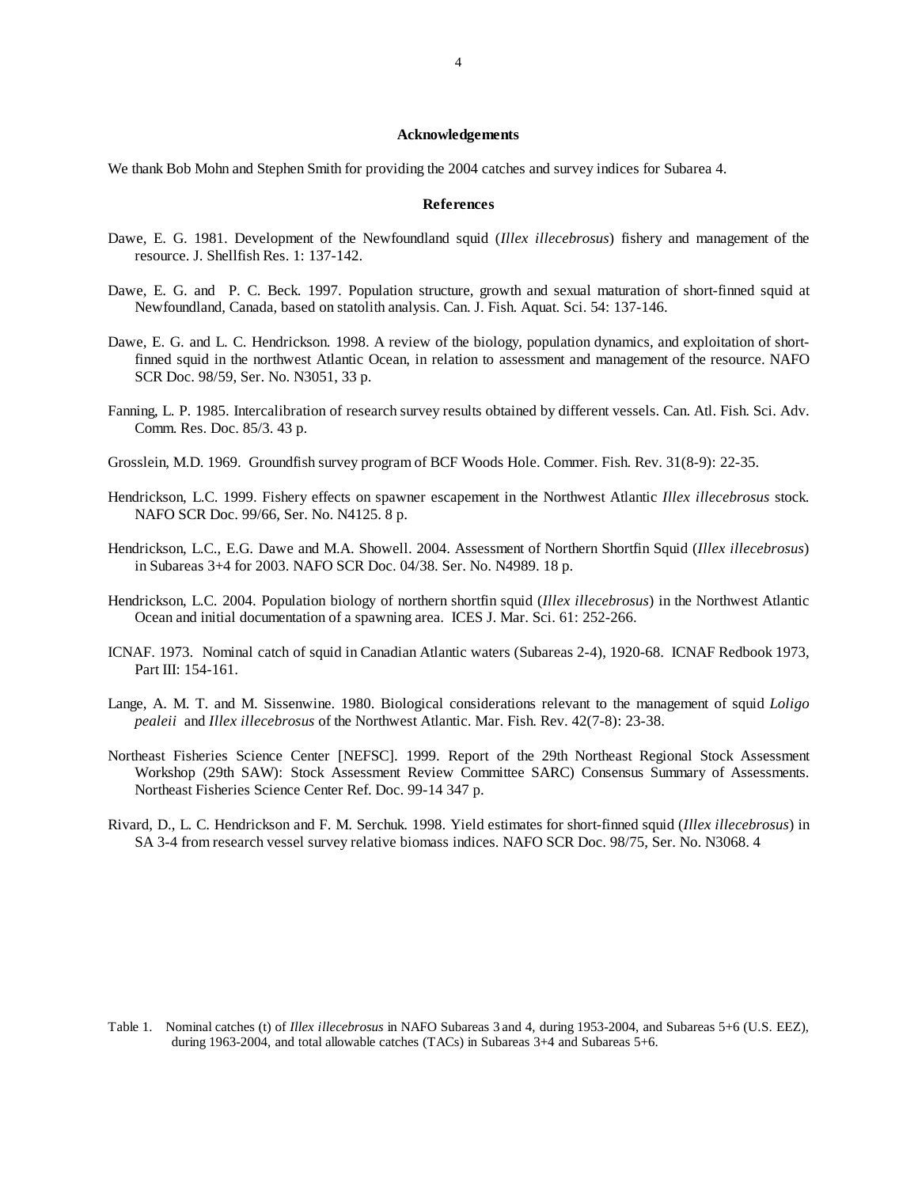### Acknowledgements

We thank Bob Mohn and Stephen Smith for providing the 2004 catches and survey indices for Subarea 4.

### References

Dawe, E. G. 1981. Development of the Newfoundland squid (*Illex illecebrosus*) fishery and management of the resource. J. Shellfish Res. 1: 137-142.

Dawe, E. G. and P. C. Beck. 1997. Population structure, growth and sexual maturation of short-finned squid at Newfoundland, Canada, based on statolith analysis. Can. J. Fish. Aquat. Sci. 54: 137-146.

Dawe, E. G. and L. C. Hendrickson. 1998. A review of the biology, population dynamics, and exploitation of short-finned squid in the northwest Atlantic Ocean, in relation to assessment and management of the resource. NAFO SCR Doc. 98/59, Ser. No. N3051, 33 p.

Fanning, L. P. 1985. Intercalibration of research survey results obtained by different vessels. Can. Atl. Fish. Sci. Adv. Comm. Res. Doc. 85/3. 43 p.

Grosslein, M.D. 1969. Groundfish survey program of BCF Woods Hole. Commer. Fish. Rev. 31(8-9): 22-35.

Hendrickson, L.C. 1999. Fishery effects on spawner escapement in the Northwest Atlantic *Illex illecebrosus* stock. NAFO SCR Doc. 99/66, Ser. No. N4125. 8 p.

Hendrickson, L.C., E.G. Dawe and M.A. Showell. 2004. Assessment of Northern Shortfin Squid (*Illex illecebrosus*) in Subareas 3+4 for 2003. NAFO SCR Doc. 04/38. Ser. No. N4989. 18 p.

Hendrickson, L.C. 2004. Population biology of northern shortfin squid (*Illex illecebrosus*) in the Northwest Atlantic Ocean and initial documentation of a spawning area. ICES J. Mar. Sci. 61: 252-266.

ICNAF. 1973. Nominal catch of squid in Canadian Atlantic waters (Subareas 2-4), 1920-68. ICNAF Redbook 1973, Part III: 154-161.

Lange, A. M. T. and M. Sissenwine. 1980. Biological considerations relevant to the management of squid *Loligo pealeii* and *Illex illecebrosus* of the Northwest Atlantic. Mar. Fish. Rev. 42(7-8): 23-38.

Northeast Fisheries Science Center [NEFSC]. 1999. Report of the 29th Northeast Regional Stock Assessment Workshop (29th SAW): Stock Assessment Review Committee SARC) Consensus Summary of Assessments. Northeast Fisheries Science Center Ref. Doc. 99-14 347 p.

Rivard, D., L. C. Hendrickson and F. M. Serchuk. 1998. Yield estimates for short-finned squid (*Illex illecebrosus*) in SA 3-4 from research vessel survey relative biomass indices. NAFO SCR Doc. 98/75, Ser. No. N3068. 4

Table 1. Nominal catches (t) of *Illex illecebrosus* in NAFO Subareas 3 and 4, during 1953-2004, and Subareas 5+6 (U.S. EEZ), during 1963-2004, and total allowable catches (TACs) in Subareas 3+4 and Subareas 5+6.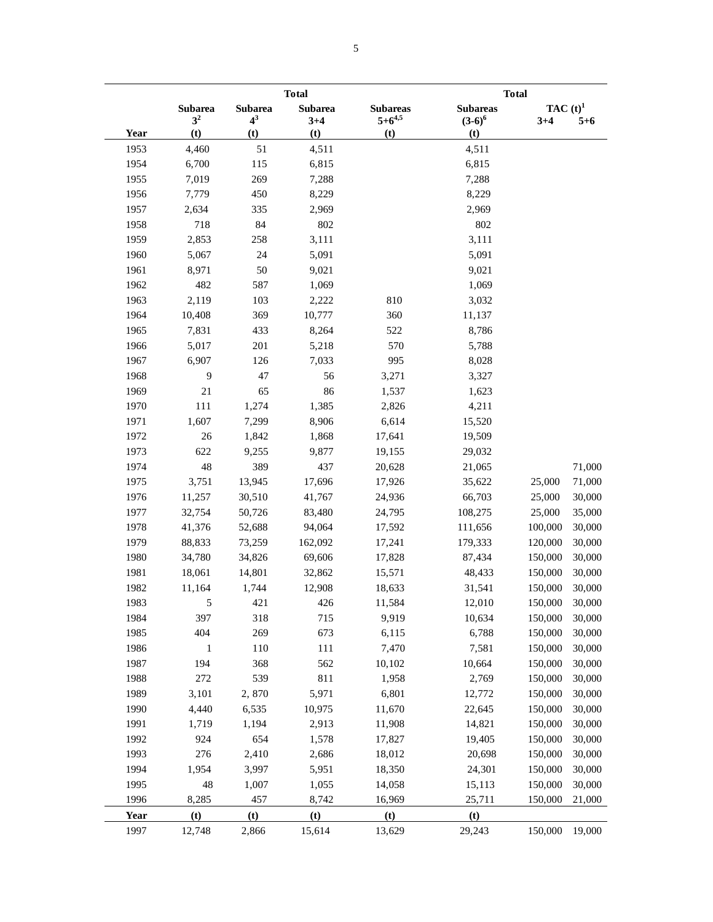| Year | Subarea 3[2] (t) | Subarea 4[3] (t) | Total Subarea 3+4 (t) | Subareas 5+6[4,5] (t) | Total Subareas (3-6)[6] (t) | TAC (t)[1] 3+4 | TAC (t)[1] 5+6 |
|---|---|---|---|---|---|---|---|
| 1953 | 4,460 | 51 | 4,511 | | 4,511 | | |
| 1954 | 6,700 | 115 | 6,815 | | 6,815 | | |
| 1955 | 7,019 | 269 | 7,288 | | 7,288 | | |
| 1956 | 7,779 | 450 | 8,229 | | 8,229 | | |
| 1957 | 2,634 | 335 | 2,969 | | 2,969 | | |
| 1958 | 718 | 84 | 802 | | 802 | | |
| 1959 | 2,853 | 258 | 3,111 | | 3,111 | | |
| 1960 | 5,067 | 24 | 5,091 | | 5,091 | | |
| 1961 | 8,971 | 50 | 9,021 | | 9,021 | | |
| 1962 | 482 | 587 | 1,069 | | 1,069 | | |
| 1963 | 2,119 | 103 | 2,222 | 810 | 3,032 | | |
| 1964 | 10,408 | 369 | 10,777 | 360 | 11,137 | | |
| 1965 | 7,831 | 433 | 8,264 | 522 | 8,786 | | |
| 1966 | 5,017 | 201 | 5,218 | 570 | 5,788 | | |
| 1967 | 6,907 | 126 | 7,033 | 995 | 8,028 | | |
| 1968 | 9 | 47 | 56 | 3,271 | 3,327 | | |
| 1969 | 21 | 65 | 86 | 1,537 | 1,623 | | |
| 1970 | 111 | 1,274 | 1,385 | 2,826 | 4,211 | | |
| 1971 | 1,607 | 7,299 | 8,906 | 6,614 | 15,520 | | |
| 1972 | 26 | 1,842 | 1,868 | 17,641 | 19,509 | | |
| 1973 | 622 | 9,255 | 9,877 | 19,155 | 29,032 | | |
| 1974 | 48 | 389 | 437 | 20,628 | 21,065 | | 71,000 |
| 1975 | 3,751 | 13,945 | 17,696 | 17,926 | 35,622 | 25,000 | 71,000 |
| 1976 | 11,257 | 30,510 | 41,767 | 24,936 | 66,703 | 25,000 | 30,000 |
| 1977 | 32,754 | 50,726 | 83,480 | 24,795 | 108,275 | 25,000 | 35,000 |
| 1978 | 41,376 | 52,688 | 94,064 | 17,592 | 111,656 | 100,000 | 30,000 |
| 1979 | 88,833 | 73,259 | 162,092 | 17,241 | 179,333 | 120,000 | 30,000 |
| 1980 | 34,780 | 34,826 | 69,606 | 17,828 | 87,434 | 150,000 | 30,000 |
| 1981 | 18,061 | 14,801 | 32,862 | 15,571 | 48,433 | 150,000 | 30,000 |
| 1982 | 11,164 | 1,744 | 12,908 | 18,633 | 31,541 | 150,000 | 30,000 |
| 1983 | 5 | 421 | 426 | 11,584 | 12,010 | 150,000 | 30,000 |
| 1984 | 397 | 318 | 715 | 9,919 | 10,634 | 150,000 | 30,000 |
| 1985 | 404 | 269 | 673 | 6,115 | 6,788 | 150,000 | 30,000 |
| 1986 | 1 | 110 | 111 | 7,470 | 7,581 | 150,000 | 30,000 |
| 1987 | 194 | 368 | 562 | 10,102 | 10,664 | 150,000 | 30,000 |
| 1988 | 272 | 539 | 811 | 1,958 | 2,769 | 150,000 | 30,000 |
| 1989 | 3,101 | 2, 870 | 5,971 | 6,801 | 12,772 | 150,000 | 30,000 |
| 1990 | 4,440 | 6,535 | 10,975 | 11,670 | 22,645 | 150,000 | 30,000 |
| 1991 | 1,719 | 1,194 | 2,913 | 11,908 | 14,821 | 150,000 | 30,000 |
| 1992 | 924 | 654 | 1,578 | 17,827 | 19,405 | 150,000 | 30,000 |
| 1993 | 276 | 2,410 | 2,686 | 18,012 | 20,698 | 150,000 | 30,000 |
| 1994 | 1,954 | 3,997 | 5,951 | 18,350 | 24,301 | 150,000 | 30,000 |
| 1995 | 48 | 1,007 | 1,055 | 14,058 | 15,113 | 150,000 | 30,000 |
| 1996 | 8,285 | 457 | 8,742 | 16,969 | 25,711 | 150,000 | 21,000 |
| **Year** | **(t)** | **(t)** | **(t)** | **(t)** | **(t)** | | |
| 1997 | 12,748 | 2,866 | 15,614 | 13,629 | 29,243 | 150,000 | 19,000 |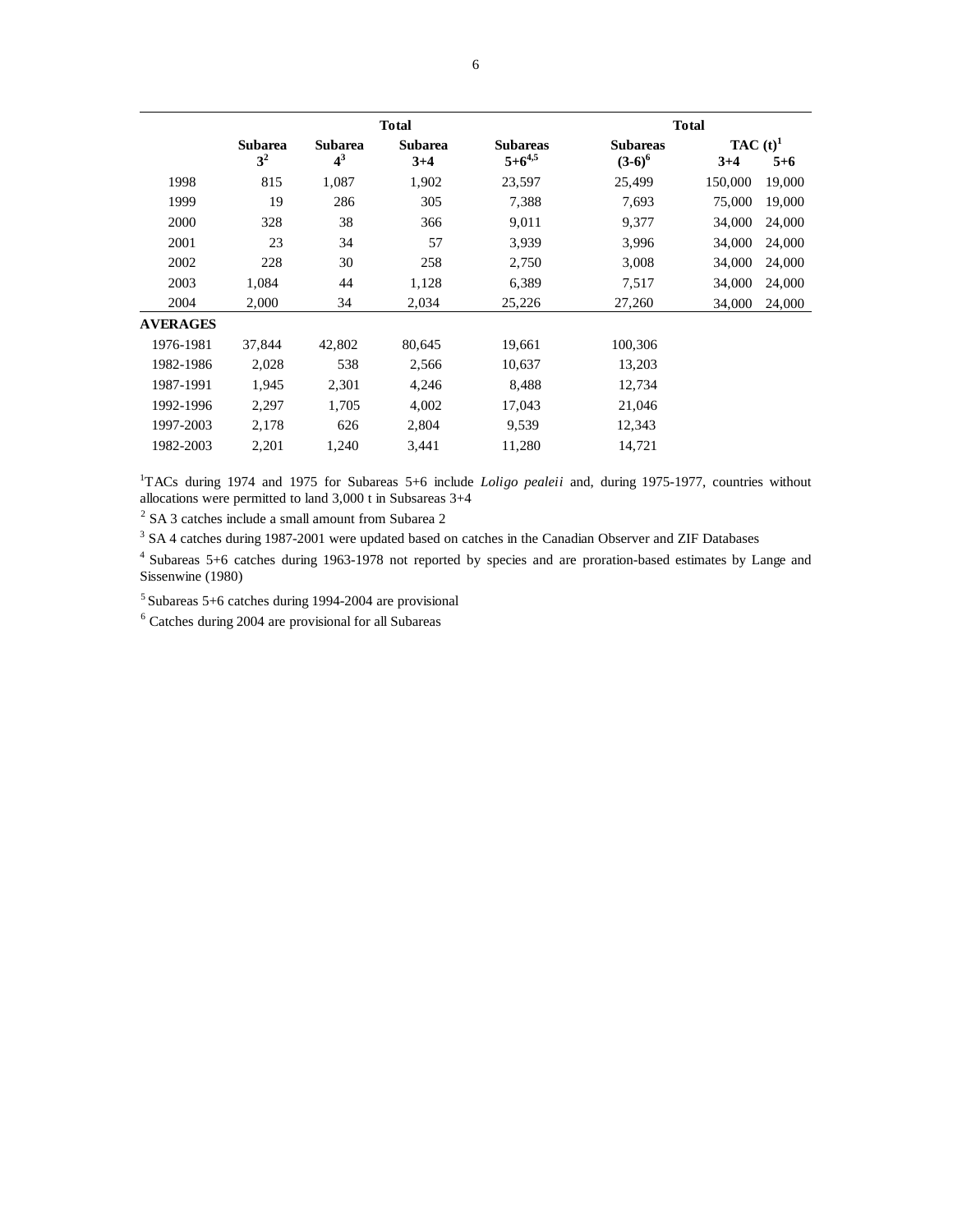| | Subarea 3[2] | Subarea 4[3] | Total Subarea 3+4 | Subareas 5+6[4,5] | Total Subareas (3-6)[6] | TAC (t)[1] 3+4 | TAC (t)[1] 5+6 |
|---|---|---|---|---|---|---|---|
| 1998 | 815 | 1,087 | 1,902 | 23,597 | 25,499 | 150,000 | 19,000 |
| 1999 | 19 | 286 | 305 | 7,388 | 7,693 | 75,000 | 19,000 |
| 2000 | 328 | 38 | 366 | 9,011 | 9,377 | 34,000 | 24,000 |
| 2001 | 23 | 34 | 57 | 3,939 | 3,996 | 34,000 | 24,000 |
| 2002 | 228 | 30 | 258 | 2,750 | 3,008 | 34,000 | 24,000 |
| 2003 | 1,084 | 44 | 1,128 | 6,389 | 7,517 | 34,000 | 24,000 |
| 2004 | 2,000 | 34 | 2,034 | 25,226 | 27,260 | 34,000 | 24,000 |
| **AVERAGES** | | | | | | | |
| 1976-1981 | 37,844 | 42,802 | 80,645 | 19,661 | 100,306 | | |
| 1982-1986 | 2,028 | 538 | 2,566 | 10,637 | 13,203 | | |
| 1987-1991 | 1,945 | 2,301 | 4,246 | 8,488 | 12,734 | | |
| 1992-1996 | 2,297 | 1,705 | 4,002 | 17,043 | 21,046 | | |
| 1997-2003 | 2,178 | 626 | 2,804 | 9,539 | 12,343 | | |
| 1982-2003 | 2,201 | 1,240 | 3,441 | 11,280 | 14,721 | | |

[1]TACs during 1974 and 1975 for Subareas 5+6 include *Loligo pealeii* and, during 1975-1977, countries without allocations were permitted to land 3,000 t in Subsareas 3+4

[2] SA 3 catches include a small amount from Subarea 2

[3] SA 4 catches during 1987-2001 were updated based on catches in the Canadian Observer and ZIF Databases

[4] Subareas 5+6 catches during 1963-1978 not reported by species and are proration-based estimates by Lange and Sissenwine (1980)

[5] Subareas 5+6 catches during 1994-2004 are provisional

[6] Catches during 2004 are provisional for all Subareas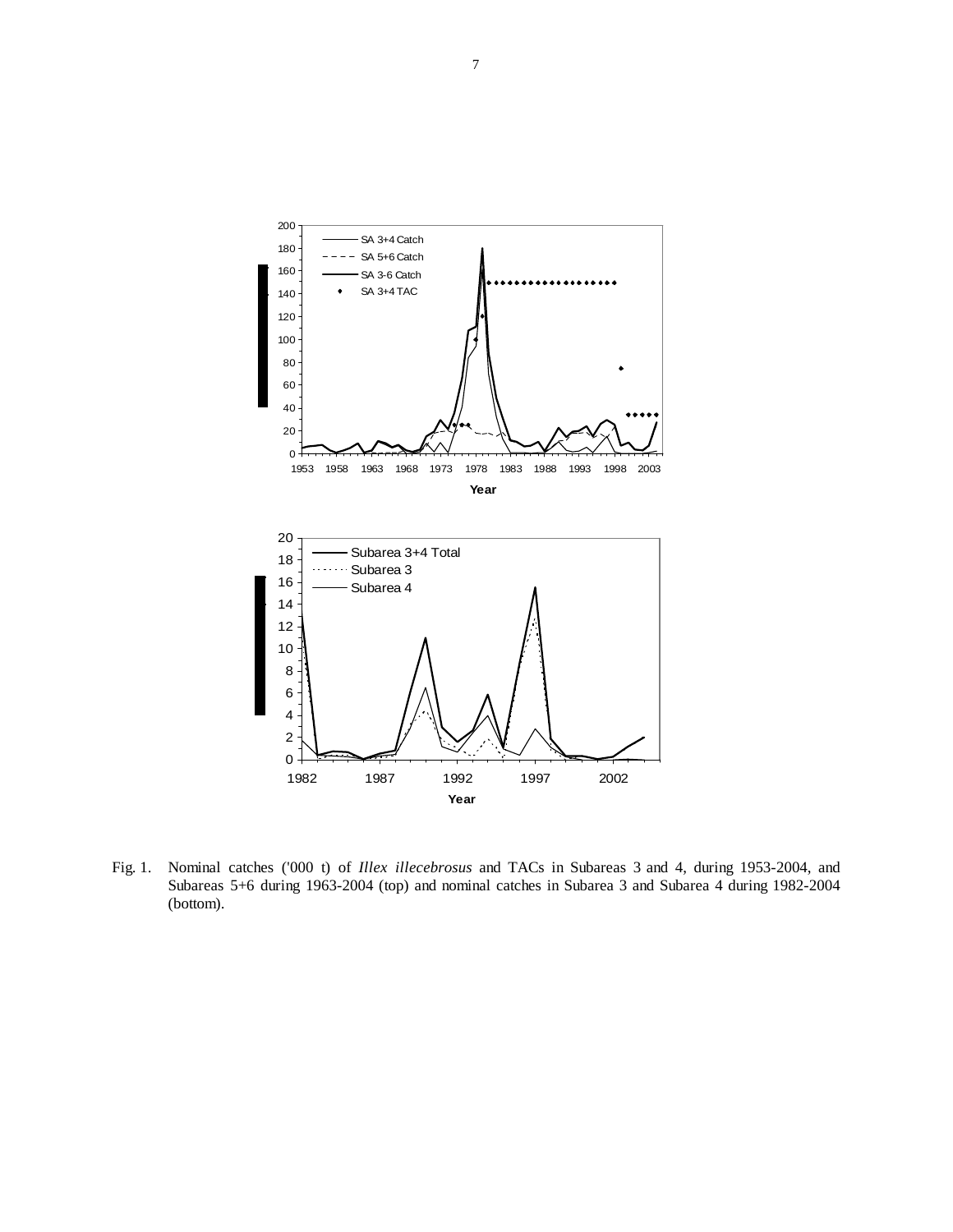Fig. 1. Nominal catches ('000 t) of *Illex illecebrosus* and TACs in Subareas 3 and 4, during 1953-2004, and Subareas 5+6 during 1963-2004 (top) and nominal catches in Subarea 3 and Subarea 4 during 1982-2004 (bottom).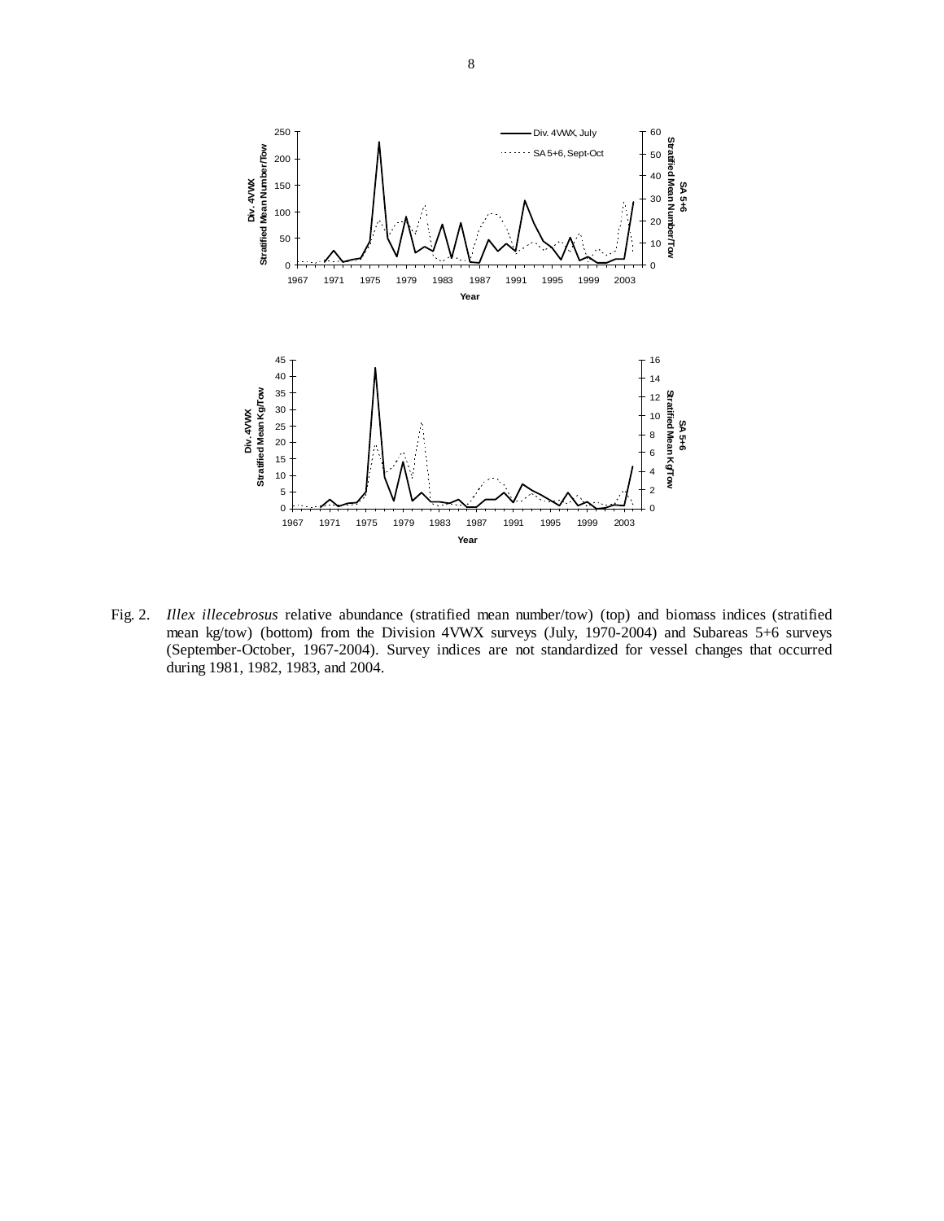Fig. 2. *Illex illecebrosus* relative abundance (stratified mean number/tow) (top) and biomass indices (stratified mean kg/tow) (bottom) from the Division 4VWX surveys (July, 1970-2004) and Subareas 5+6 surveys (September-October, 1967-2004). Survey indices are not standardized for vessel changes that occurred during 1981, 1982, 1983, and 2004.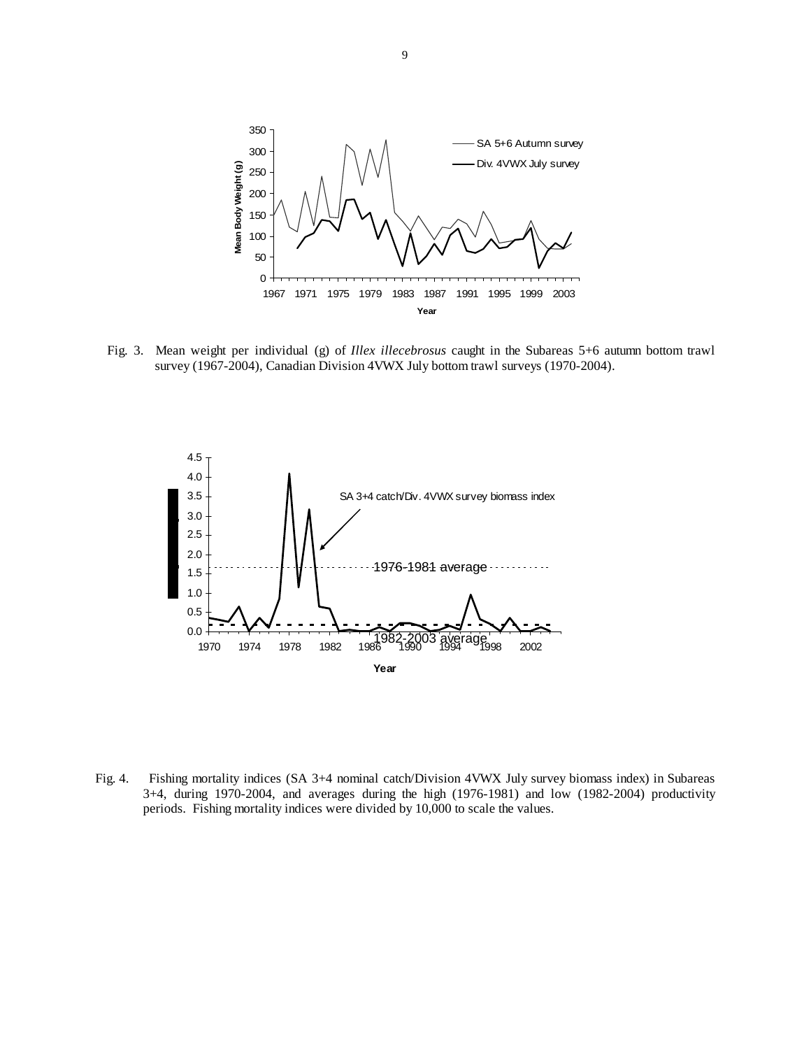350
300
250
200
150
100
50
0

Mean Body Weight (g)

1967 1971 1975 1979 1983 1987 1991 1995 1999 2003

Year

SA 5+6 Autumn survey

Div. 4VWX July survey

Fig. 3. Mean weight per individual (g) of *Illex illecebrosus* caught in the Subareas 5+6 autumn bottom trawl survey (1967-2004), Canadian Division 4VWX July bottom trawl surveys (1970-2004).

4.5
4.0
3.5
3.0
2.5
2.0
1.5
1.0
0.5
0.0

1970 1974 1978 1982 1986 1990 1994 1998 2002

Year

SA 3+4 catch/Div. 4VWX survey biomass index

1976-1981 average

1982-2003 average

Fig. 4. Fishing mortality indices (SA 3+4 nominal catch/Division 4VWX July survey biomass index) in Subareas 3+4, during 1970-2004, and averages during the high (1976-1981) and low (1982-2004) productivity periods. Fishing mortality indices were divided by 10,000 to scale the values.